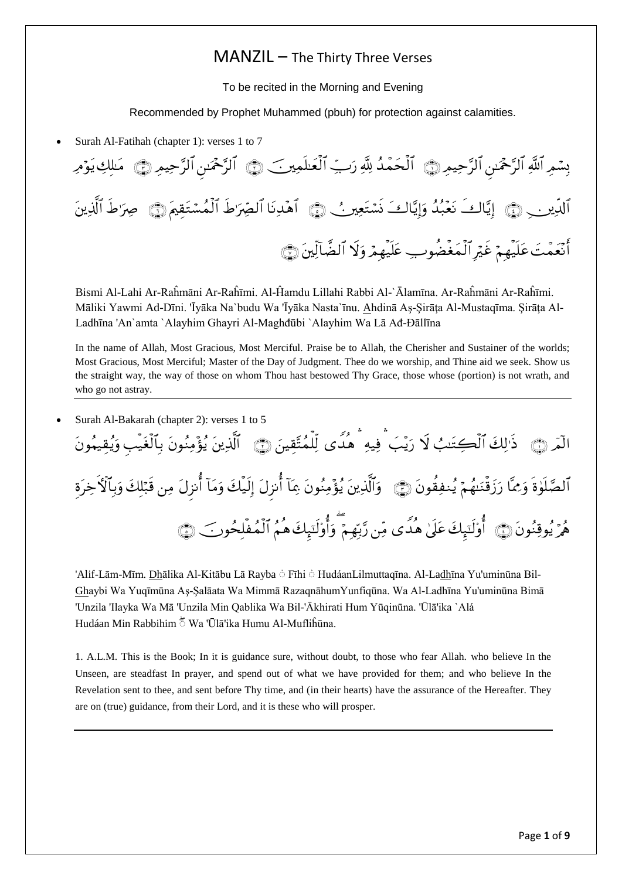# MANZIL – The Thirty Three Verses

To be recited in the Morning and Evening

Recommended by Prophet Muhammed (pbuh) for protection against calamities.

- Surah Al-Fatihah (chapter 1): verses 1 to 7

بِسْمِ ٱللَّهِ ٱلرَّحْمَٰنِ ٱلرَّحِيمِ ﴿١﴾ ٱلْحَمْدُ لِلَّهِ رَبِّ ٱلْعَٰلَمِينَ ﴿٢﴾ ٱلرَّحْمَٰنِ ٱلرَّحِيمِ ﴿٣﴾ مَٰلِكِ يَوْمِ ٱلدِّينِ ﴿٤﴾ إِيَّاكَ نَعْبُدُ وَإِيَّاكَ نَسْتَعِينُ ﴿٥﴾ ٱهْدِنَا ٱلصِّرَٰطَ ٱلْمُسْتَقِيمَ ﴿٦﴾ صِرَٰطَ ٱلَّذِينَ أَنْعَمْتَ عَلَيْهِمْ غَيْرِ ٱلْمَغْضُوبِ عَلَيْهِمْ وَلَا ٱلضَّآلِّينَ ﴿٧﴾

Bismi Al-Lahi Ar-Raĥmāni Ar-Raĥīmi. Al-Ĥamdu Lillahi Rabbi Al-`Ālamīna. Ar-Raĥmāni Ar-Raĥīmi. Māliki Yawmi Ad-Dīni. 'Īyāka Na`budu Wa 'Īyāka Nasta`īnu. Ahdinā Aş-Şirāţa Al-Mustaqīma. Şirāţa Al-Ladhīna 'An`amta `Alayhim Ghayri Al-Maghđūbi `Alayhim Wa Lā Ađ-Đāllīna

In the name of Allah, Most Gracious, Most Merciful. Praise be to Allah, the Cherisher and Sustainer of the worlds; Most Gracious, Most Merciful; Master of the Day of Judgment. Thee do we worship, and Thine aid we seek. Show us the straight way, the way of those on whom Thou hast bestowed Thy Grace, those whose (portion) is not wrath, and who go not astray.

---

- Surah Al-Bakarah (chapter 2): verses 1 to 5

الٓمٓ ﴿١﴾ ذَٰلِكَ ٱلْكِتَٰبُ لَا رَيْبَ ۛ فِيهِ ۛ هُدًى لِّلْمُتَّقِينَ ﴿٢﴾ ٱلَّذِينَ يُؤْمِنُونَ بِٱلْغَيْبِ وَيُقِيمُونَ ٱلصَّلَوٰةَ وَمِمَّا رَزَقْنَٰهُمْ يُنفِقُونَ ﴿٣﴾ وَٱلَّذِينَ يُؤْمِنُونَ بِمَآ أُنزِلَ إِلَيْكَ وَمَآ أُنزِلَ مِن قَبْلِكَ وَبِٱلْءَاخِرَةِ هُمْ يُوقِنُونَ ﴿٤﴾ أُو۟لَٰٓئِكَ عَلَىٰ هُدًى مِّن رَّبِّهِمْ ۖ وَأُو۟لَٰٓئِكَ هُمُ ٱلْمُفْلِحُونَ ﴿٥﴾

'Alif-Lām-Mīm. Dhālika Al-Kitābu Lā Rayba ۛ Fīhi ۛ HudáanLilmuttaqīna. Al-Ladhīna Yu'uminūna Bil-Ghaybi Wa Yuqīmūna Aş-Şalāata Wa Mimmā RazaqnāhumYunfiqūna. Wa Al-Ladhīna Yu'uminūna Bimā 'Unzila 'Ilayka Wa Mā 'Unzila Min Qablika Wa Bil-'Ākhirati Hum Yūqinūna. 'Ūlā'ika `Alá Hudáan Min Rabbihim ۖ Wa 'Ūlā'ika Humu Al-Mufliĥūna.

1. A.L.M. This is the Book; In it is guidance sure, without doubt, to those who fear Allah. who believe In the Unseen, are steadfast In prayer, and spend out of what we have provided for them; and who believe In the Revelation sent to thee, and sent before Thy time, and (in their hearts) have the assurance of the Hereafter. They are on (true) guidance, from their Lord, and it is these who will prosper.

---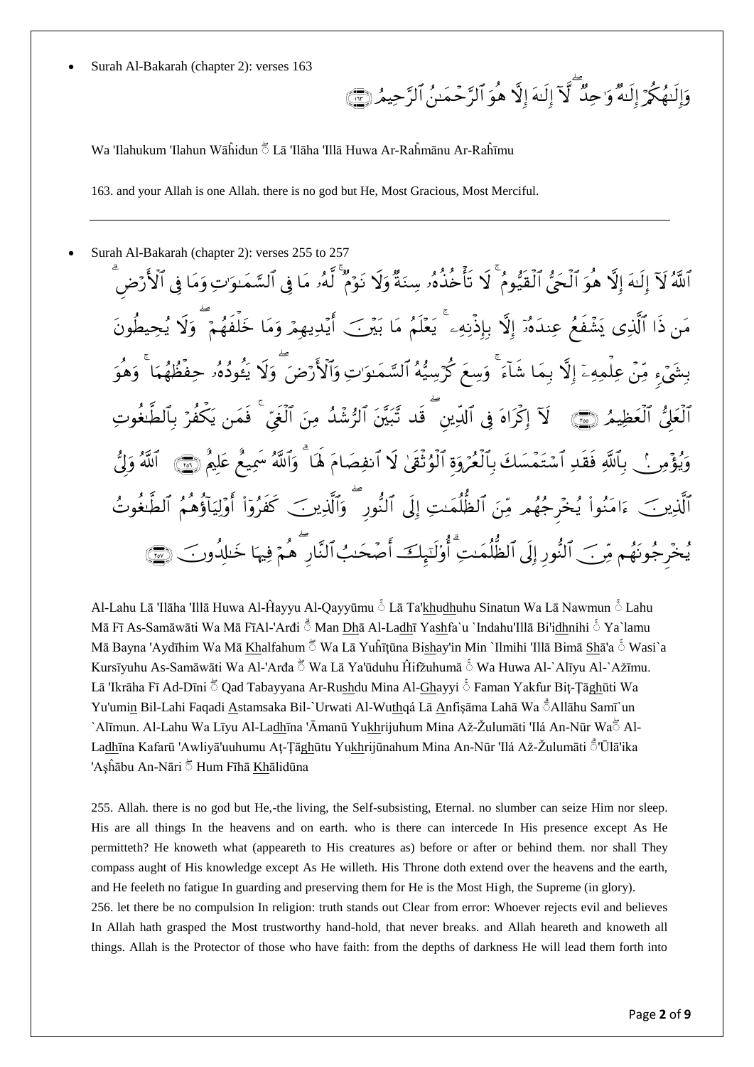- Surah Al-Bakarah (chapter 2): verses 163

وَإِلَٰهُكُمۡ إِلَٰهٞ وَٰحِدٞۖ لَّآ إِلَٰهَ إِلَّا هُوَ ٱلرَّحۡمَٰنُ ٱلرَّحِيمُ ١٦٣

Wa 'Ilahukum 'Ilahun Wāĥidun ۖ Lā 'Ilāha 'Illā Huwa Ar-Raĥmānu Ar-Raĥīmu

163. and your Allah is one Allah. there is no god but He, Most Gracious, Most Merciful.

---

- Surah Al-Bakarah (chapter 2): verses 255 to 257

ٱللَّهُ لَآ إِلَٰهَ إِلَّا هُوَ ٱلۡحَيُّ ٱلۡقَيُّومُۚ لَا تَأۡخُذُهُۥ سِنَةٞ وَلَا نَوۡمٞۚ لَّهُۥ مَا فِي ٱلسَّمَٰوَٰتِ وَمَا فِي ٱلۡأَرۡضِۗ مَن ذَا ٱلَّذِي يَشۡفَعُ عِندَهُۥٓ إِلَّا بِإِذۡنِهِۦۚ يَعۡلَمُ مَا بَيۡنَ أَيۡدِيهِمۡ وَمَا خَلۡفَهُمۡۖ وَلَا يُحِيطُونَ بِشَيۡءٖ مِّنۡ عِلۡمِهِۦٓ إِلَّا بِمَا شَآءَۚ وَسِعَ كُرۡسِيُّهُ ٱلسَّمَٰوَٰتِ وَٱلۡأَرۡضَۖ وَلَا يَـُٔودُهُۥ حِفۡظُهُمَاۚ وَهُوَ ٱلۡعَلِيُّ ٱلۡعَظِيمُ ٢٥٥ لَآ إِكۡرَاهَ فِي ٱلدِّينِۖ قَد تَّبَيَّنَ ٱلرُّشۡدُ مِنَ ٱلۡغَيِّۚ فَمَن يَكۡفُرۡ بِٱلطَّٰغُوتِ وَيُؤۡمِنۢ بِٱللَّهِ فَقَدِ ٱسۡتَمۡسَكَ بِٱلۡعُرۡوَةِ ٱلۡوُثۡقَىٰ لَا ٱنفِصَامَ لَهَاۗ وَٱللَّهُ سَمِيعٌ عَلِيمٌ ٢٥٦ ٱللَّهُ وَلِيُّ ٱلَّذِينَ ءَامَنُواْ يُخۡرِجُهُم مِّنَ ٱلظُّلُمَٰتِ إِلَى ٱلنُّورِۖ وَٱلَّذِينَ كَفَرُوٓاْ أَوۡلِيَآؤُهُمُ ٱلطَّٰغُوتُ يُخۡرِجُونَهُم مِّنَ ٱلنُّورِ إِلَى ٱلظُّلُمَٰتِۗ أُوْلَٰٓئِكَ أَصۡحَٰبُ ٱلنَّارِۖ هُمۡ فِيهَا خَٰلِدُونَ ٢٥٧

Al-Lahu Lā 'Ilāha 'Illā Huwa Al-Ĥayyu Al-Qayyūmu ۚ Lā Ta'khudhuhu Sinatun Wa Lā Nawmun ۚ Lahu Mā Fī As-Samāwāti Wa Mā FīAl-'Arđi ۗ Man Dhā Al-Ladhī Yashfa`u `Indahu'Illā Bi'idhnihi ۚ Ya`lamu Mā Bayna 'Aydīhim Wa Mā Khalfahum ۖ Wa Lā Yuĥīţūna Bishay'in Min `Ilmihi 'Illā Bimā Shā'a ۚ Wasi`a Kursīyuhu As-Samāwāti Wa Al-'Arđa ۖ Wa Lā Ya'ūduhu Ĥifžuhumā ۚ Wa Huwa Al-`Alīyu Al-`Ažīmu. Lā 'Ikrāha Fī Ad-Dīni ۖ Qad Tabayyana Ar-Rushdu Mina Al-Ghayyi ۚ Faman Yakfur Biţ-Ţāghūti Wa Yu'umin Bil-Lahi Faqadi Astamsaka Bil-`Urwati Al-Wuthqá Lā Anfişāma Lahā Wa ۗAllāhu Samī`un `Alīmun. Al-Lahu Wa Līyu Al-Ladhīna 'Āmanū Yukhrijuhum Mina Až-Žulumāti 'Ilá An-Nūr Waۖ Al-Ladhīna Kafarū 'Awliyā'uuhumu Aţ-Ţāghūtu Yukhrijūnahum Mina An-Nūr 'Ilá Až-Žulumāti ۗ'Ūlā'ika 'Aşĥābu An-Nāri ۖ Hum Fīhā Khālidūna

255. Allah. there is no god but He,-the living, the Self-subsisting, Eternal. no slumber can seize Him nor sleep. His are all things In the heavens and on earth. who is there can intercede In His presence except As He permitteth? He knoweth what (appeareth to His creatures as) before or after or behind them. nor shall They compass aught of His knowledge except As He willeth. His Throne doth extend over the heavens and the earth, and He feeleth no fatigue In guarding and preserving them for He is the Most High, the Supreme (in glory).

256. let there be no compulsion In religion: truth stands out Clear from error: Whoever rejects evil and believes In Allah hath grasped the Most trustworthy hand-hold, that never breaks. and Allah heareth and knoweth all things. Allah is the Protector of those who have faith: from the depths of darkness He will lead them forth into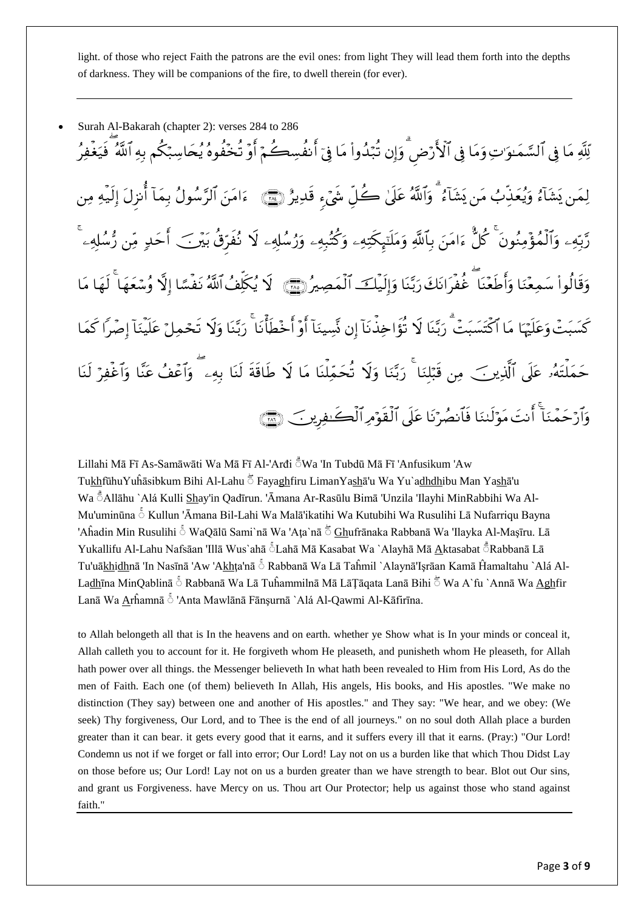light. of those who reject Faith the patrons are the evil ones: from light They will lead them forth into the depths of darkness. They will be companions of the fire, to dwell therein (for ever).

---

- Surah Al-Bakarah (chapter 2): verses 284 to 286

لِّلَّهِ مَا فِي ٱلسَّمَٰوَٰتِ وَمَا فِي ٱلْأَرْضِ ۗ وَإِن تُبْدُوا۟ مَا فِىٓ أَنفُسِكُمْ أَوْ تُخْفُوهُ يُحَاسِبْكُم بِهِ ٱللَّهُ ۖ فَيَغْفِرُ لِمَن يَشَآءُ وَيُعَذِّبُ مَن يَشَآءُ ۗ وَٱللَّهُ عَلَىٰ كُلِّ شَىْءٍ قَدِيرٌ ﴿٢٨٤﴾ ءَامَنَ ٱلرَّسُولُ بِمَآ أُنزِلَ إِلَيْهِ مِن رَّبِّهِۦ وَٱلْمُؤْمِنُونَ ۚ كُلٌّ ءَامَنَ بِٱللَّهِ وَمَلَٰٓئِكَتِهِۦ وَكُتُبِهِۦ وَرُسُلِهِۦ لَا نُفَرِّقُ بَيْنَ أَحَدٍ مِّن رُّسُلِهِۦ ۚ وَقَالُوا۟ سَمِعْنَا وَأَطَعْنَا ۖ غُفْرَانَكَ رَبَّنَا وَإِلَيْكَ ٱلْمَصِيرُ ﴿٢٨٥﴾ لَا يُكَلِّفُ ٱللَّهُ نَفْسًا إِلَّا وُسْعَهَا ۚ لَهَا مَا كَسَبَتْ وَعَلَيْهَا مَا ٱكْتَسَبَتْ ۗ رَبَّنَا لَا تُؤَاخِذْنَآ إِن نَّسِينَآ أَوْ أَخْطَأْنَا ۚ رَبَّنَا وَلَا تَحْمِلْ عَلَيْنَآ إِصْرًا كَمَا حَمَلْتَهُۥ عَلَى ٱلَّذِينَ مِن قَبْلِنَا ۚ رَبَّنَا وَلَا تُحَمِّلْنَا مَا لَا طَاقَةَ لَنَا بِهِۦ ۖ وَٱعْفُ عَنَّا وَٱغْفِرْ لَنَا وَٱرْحَمْنَآ ۚ أَنتَ مَوْلَىٰنَا فَٱنصُرْنَا عَلَى ٱلْقَوْمِ ٱلْكَٰفِرِينَ ﴿٢٨٦﴾

Lillahi Mā Fī As-Samāwāti Wa Mā Fī Al-'Arđi ۗWa 'In Tubdū Mā Fī 'Anfusikum 'Aw Tukhfūhu Yuĥāsibkum Bihi Al-Lahu ۖ Fayaghfiru LimanYashā'u Wa Yu`adhdhibu Man Yashā'u Wa ۗAllāhu `Alá Kulli Shay'in Qadīrun. 'Āmana Ar-Rasūlu Bimā 'Unzila 'Ilayhi MinRabbihi Wa Al-Mu'uminūna ۚ Kullun 'Āmana Bil-Lahi Wa Malā'ikatihi Wa Kutubihi Wa Rusulihi Lā Nufarriqu Bayna 'Aĥadin Min Rusulihi ۚ WaQālū Sami`nā Wa 'Aţa`nā ۖ Ghufrānaka Rabbanā Wa 'Ilayka Al-Maşīru. Lā Yukallifu Al-Lahu Nafsāan 'Illā Wus`ahā ۚLahā Mā Kasabat Wa `Alayhā Mā Aktasabat ۗRabbanā Lā Tu'uākhidhnā 'In Nasīnā 'Aw 'Akhţa'nā ۚ Rabbanā Wa Lā Taĥmil `Alaynā'Işrāan Kamā Ĥamaltahu `Alá Al-Ladhīna MinQablinā ۚ Rabbanā Wa Lā Tuĥammilnā Mā LāŢāqata Lanā Bihi ۖ Wa A`fu `Annā Wa Aghfir Lanā Wa Arĥamnā ۚ 'Anta Mawlānā Fānşurnā `Alá Al-Qawmi Al-Kāfirīna.

to Allah belongeth all that is In the heavens and on earth. whether ye Show what is In your minds or conceal it, Allah calleth you to account for it. He forgiveth whom He pleaseth, and punisheth whom He pleaseth, for Allah hath power over all things. the Messenger believeth In what hath been revealed to Him from His Lord, As do the men of Faith. Each one (of them) believeth In Allah, His angels, His books, and His apostles. "We make no distinction (They say) between one and another of His apostles." and They say: "We hear, and we obey: (We seek) Thy forgiveness, Our Lord, and to Thee is the end of all journeys." on no soul doth Allah place a burden greater than it can bear. it gets every good that it earns, and it suffers every ill that it earns. (Pray:) "Our Lord! Condemn us not if we forget or fall into error; Our Lord! Lay not on us a burden like that which Thou Didst Lay on those before us; Our Lord! Lay not on us a burden greater than we have strength to bear. Blot out Our sins, and grant us Forgiveness. have Mercy on us. Thou art Our Protector; help us against those who stand against faith."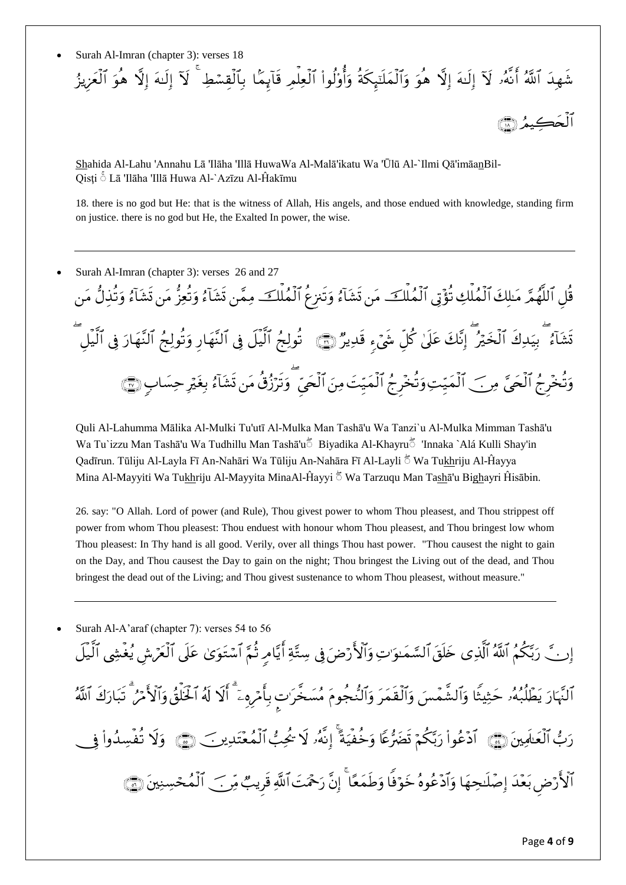- Surah Al-Imran (chapter 3): verses 18

شَهِدَ ٱللَّهُ أَنَّهُۥ لَآ إِلَٰهَ إِلَّا هُوَ وَٱلْمَلَٰٓئِكَةُ وَأُو۟لُوا۟ ٱلْعِلْمِ قَآئِمًۢا بِٱلْقِسْطِ ۚ لَآ إِلَٰهَ إِلَّا هُوَ ٱلْعَزِيزُ ٱلْحَكِيمُ ﴿١٨﴾

Shahida Al-Lahu 'Annahu Lā 'Ilāha 'Illā HuwaWa Al-Malā'ikatu Wa 'Ūlū Al-`Ilmi Qā'imāanBil-Qisṭi ۚ Lā 'Ilāha 'Illā Huwa Al-`Azīzu Al-Ĥakīmu

18. there is no god but He: that is the witness of Allah, His angels, and those endued with knowledge, standing firm on justice. there is no god but He, the Exalted In power, the wise.

---

- Surah Al-Imran (chapter 3): verses 26 and 27

قُلِ ٱللَّهُمَّ مَٰلِكَ ٱلْمُلْكِ تُؤْتِى ٱلْمُلْكَ مَن تَشَآءُ وَتَنزِعُ ٱلْمُلْكَ مِمَّن تَشَآءُ وَتُعِزُّ مَن تَشَآءُ وَتُذِلُّ مَن تَشَآءُ ۖ بِيَدِكَ ٱلْخَيْرُ ۖ إِنَّكَ عَلَىٰ كُلِّ شَىْءٍ قَدِيرٌ ﴿٢٦﴾ تُولِجُ ٱلَّيْلَ فِى ٱلنَّهَارِ وَتُولِجُ ٱلنَّهَارَ فِى ٱلَّيْلِ ۖ وَتُخْرِجُ ٱلْحَىَّ مِنَ ٱلْمَيِّتِ وَتُخْرِجُ ٱلْمَيِّتَ مِنَ ٱلْحَىِّ ۖ وَتَرْزُقُ مَن تَشَآءُ بِغَيْرِ حِسَابٍ ﴿٢٧﴾

Quli Al-Lahumma Mālika Al-Mulki Tu'utī Al-Mulka Man Tashā'u Wa Tanzi`u Al-Mulka Mimman Tashā'u Wa Tu`izzu Man Tashā'u Wa Tudhillu Man Tashā'uۖ Biyadika Al-Khayruۖ 'Innaka `Alá Kulli Shay'in Qadīrun. Tūliju Al-Layla Fī An-Nahāri Wa Tūliju An-Nahāra Fī Al-Layli ۖ Wa Tukhriju Al-Ĥayya Mina Al-Mayyiti Wa Tukhriju Al-Mayyita MinaAl-Ĥayyi ۖ Wa Tarzuqu Man Tashā'u Bighayri Ĥisābin.

26. say: "O Allah. Lord of power (and Rule), Thou givest power to whom Thou pleasest, and Thou strippest off power from whom Thou pleasest: Thou enduest with honour whom Thou pleasest, and Thou bringest low whom Thou pleasest: In Thy hand is all good. Verily, over all things Thou hast power. "Thou causest the night to gain on the Day, and Thou causest the Day to gain on the night; Thou bringest the Living out of the dead, and Thou bringest the dead out of the Living; and Thou givest sustenance to whom Thou pleasest, without measure."

---

- Surah Al-A'araf (chapter 7): verses 54 to 56

إِنَّ رَبَّكُمُ ٱللَّهُ ٱلَّذِى خَلَقَ ٱلسَّمَٰوَٰتِ وَٱلْأَرْضَ فِى سِتَّةِ أَيَّامٍ ثُمَّ ٱسْتَوَىٰ عَلَى ٱلْعَرْشِ يُغْشِى ٱلَّيْلَ ٱلنَّهَارَ يَطْلُبُهُۥ حَثِيثًا وَٱلشَّمْسَ وَٱلْقَمَرَ وَٱلنُّجُومَ مُسَخَّرَٰتٍۭ بِأَمْرِهِۦٓ ۗ أَلَا لَهُ ٱلْخَلْقُ وَٱلْأَمْرُ ۗ تَبَارَكَ ٱللَّهُ رَبُّ ٱلْعَٰلَمِينَ ﴿٥٤﴾ ٱدْعُوا۟ رَبَّكُمْ تَضَرُّعًا وَخُفْيَةً ۚ إِنَّهُۥ لَا يُحِبُّ ٱلْمُعْتَدِينَ ﴿٥٥﴾ وَلَا تُفْسِدُوا۟ فِى ٱلْأَرْضِ بَعْدَ إِصْلَٰحِهَا وَٱدْعُوهُ خَوْفًا وَطَمَعًا ۚ إِنَّ رَحْمَتَ ٱللَّهِ قَرِيبٌ مِّنَ ٱلْمُحْسِنِينَ ﴿٥٦﴾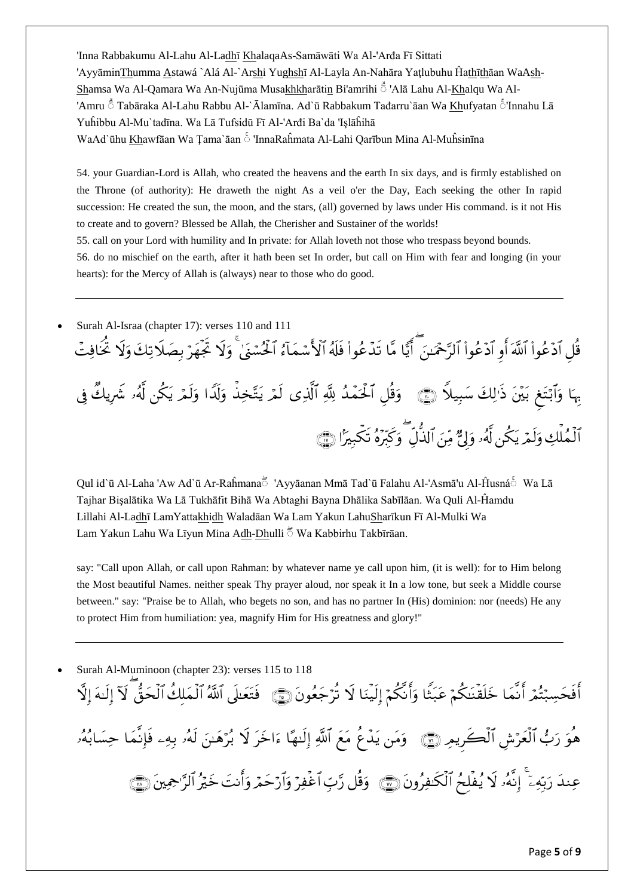'Inna Rabbakumu Al-Lahu Al-Ladhī KhalaqaAs-Samāwāti Wa Al-'Arđa Fī Sittati 'AyyāminThumma Astawá `Alá Al-`Arshi Yughshī Al-Layla An-Nahāra Yaţlubuhu Ĥathīthāan WaAsh-Shamsa Wa Al-Qamara Wa An-Nujūma Musakhkharātin Bi'amrihi ۗ 'Alā Lahu Al-Khalqu Wa Al-'Amru ۗ Tabāraka Al-Lahu Rabbu Al-`Ālamīna. Ad`ū Rabbakum Tađarru`āan Wa Khufyatan ۚ'Innahu Lā Yuĥibbu Al-Mu`tadīna. Wa Lā Tufsidū Fī Al-'Arđi Ba`da 'Işlāĥihā WaAd`ūhu Khawfāan Wa Ţama`āan ۚ 'InnaRaĥmata Al-Lahi Qarībun Mina Al-Muĥsinīna

54. your Guardian-Lord is Allah, who created the heavens and the earth In six days, and is firmly established on the Throne (of authority): He draweth the night As a veil o'er the Day, Each seeking the other In rapid succession: He created the sun, the moon, and the stars, (all) governed by laws under His command. is it not His to create and to govern? Blessed be Allah, the Cherisher and Sustainer of the worlds!
55. call on your Lord with humility and In private: for Allah loveth not those who trespass beyond bounds.
56. do no mischief on the earth, after it hath been set In order, but call on Him with fear and longing (in your hearts): for the Mercy of Allah is (always) near to those who do good.

---

- Surah Al-Israa (chapter 17): verses 110 and 111

قُلِ ٱدْعُوا۟ ٱللَّهَ أَوِ ٱدْعُوا۟ ٱلرَّحْمَـٰنَ ۖ أَيًّا مَّا تَدْعُوا۟ فَلَهُ ٱلْأَسْمَآءُ ٱلْحُسْنَىٰ ۚ وَلَا تَجْهَرْ بِصَلَاتِكَ وَلَا تُخَافِتْ بِهَا وَٱبْتَغِ بَيْنَ ذَٰلِكَ سَبِيلًا ﴿١١٠﴾ وَقُلِ ٱلْحَمْدُ لِلَّهِ ٱلَّذِى لَمْ يَتَّخِذْ وَلَدًا وَلَمْ يَكُن لَّهُۥ شَرِيكٌ فِى ٱلْمُلْكِ وَلَمْ يَكُن لَّهُۥ وَلِىٌّ مِّنَ ٱلذُّلِّ ۖ وَكَبِّرْهُ تَكْبِيرًۢا ﴿١١١﴾

Qul id`ū Al-Laha 'Aw Ad`ū Ar-Raĥmana ۖ 'Ayyāanan Mmā Tad`ū Falahu Al-'Asmā'u Al-Ĥusná ۚ Wa Lā Tajhar Bişalātika Wa Lā Tukhāfit Bihā Wa Abtaghi Bayna Dhālika Sabīlāan. Wa Quli Al-Ĥamdu Lillahi Al-Ladhī LamYattakhidh Waladāan Wa Lam Yakun LahuSharīkun Fī Al-Mulki Wa Lam Yakun Lahu Wa Līyun Mina Adh-Dhulli ۖ Wa Kabbirhu Takbīrāan.

say: "Call upon Allah, or call upon Rahman: by whatever name ye call upon him, (it is well): for to Him belong the Most beautiful Names. neither speak Thy prayer aloud, nor speak it In a low tone, but seek a Middle course between." say: "Praise be to Allah, who begets no son, and has no partner In (His) dominion: nor (needs) He any to protect Him from humiliation: yea, magnify Him for His greatness and glory!"

---

- Surah Al-Muminoon (chapter 23): verses 115 to 118

أَفَحَسِبْتُمْ أَنَّمَا خَلَقْنَـٰكُمْ عَبَثًا وَأَنَّكُمْ إِلَيْنَا لَا تُرْجَعُونَ ﴿١١٥﴾ فَتَعَـٰلَى ٱللَّهُ ٱلْمَلِكُ ٱلْحَقُّ ۖ لَآ إِلَـٰهَ إِلَّا هُوَ رَبُّ ٱلْعَرْشِ ٱلْكَرِيمِ ﴿١١٦﴾ وَمَن يَدْعُ مَعَ ٱللَّهِ إِلَـٰهًا ءَاخَرَ لَا بُرْهَـٰنَ لَهُۥ بِهِۦ فَإِنَّمَا حِسَابُهُۥ عِندَ رَبِّهِۦٓ ۚ إِنَّهُۥ لَا يُفْلِحُ ٱلْكَـٰفِرُونَ ﴿١١٧﴾ وَقُل رَّبِّ ٱغْفِرْ وَٱرْحَمْ وَأَنتَ خَيْرُ ٱلرَّٰحِمِينَ ﴿١١٨﴾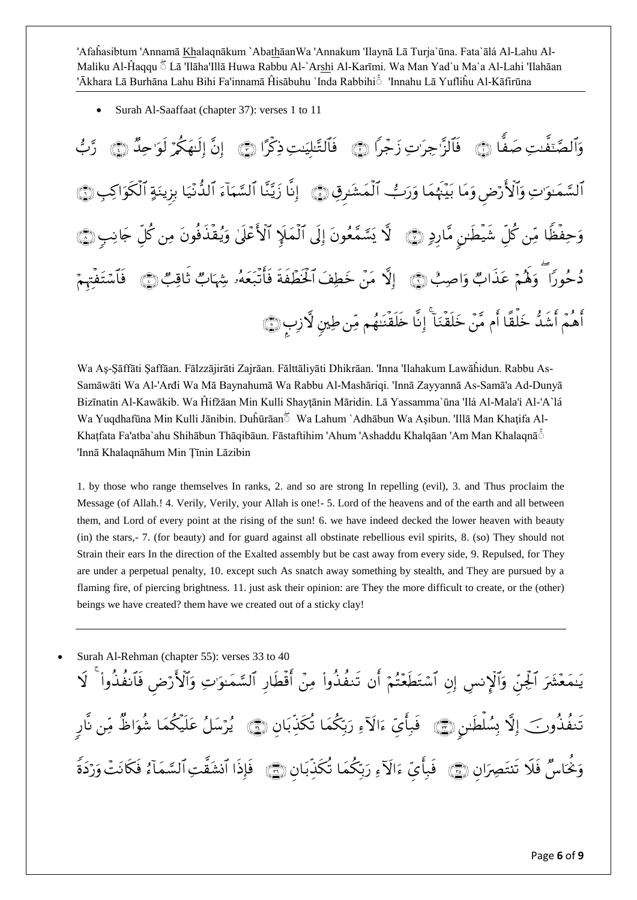'Afaĥasibtum 'Annamā Khalaqnākum `AbathāanWa 'Annakum 'Ilaynā Lā Turja`ūna. Fata`ālá Al-Lahu Al-Maliku Al-Ĥaqqu ۖ Lā 'Ilāha'Illā Huwa Rabbu Al-`Arshi Al-Karīmi. Wa Man Yad`u Ma`a Al-Lahi 'Ilahāan 'Ākhara Lā Burhāna Lahu Bihi Fa'innamā Ĥisābuhu `Inda Rabbihi ۚ 'Innahu Lā Yufliĥu Al-Kāfirūna

---

- Surah Al-Saaffaat (chapter 37): verses 1 to 11

وَٱلصَّٰٓفَّٰتِ صَفًّا ۝١ فَٱلزَّٰجِرَٰتِ زَجْرًا ۝٢ فَٱلتَّٰلِيَٰتِ ذِكْرًا ۝٣ إِنَّ إِلَٰهَكُمْ لَوَٰحِدٌ ۝٤ رَّبُّ ٱلسَّمَٰوَٰتِ وَٱلْأَرْضِ وَمَا بَيْنَهُمَا وَرَبُّ ٱلْمَشَٰرِقِ ۝٥ إِنَّا زَيَّنَّا ٱلسَّمَآءَ ٱلدُّنْيَا بِزِينَةٍ ٱلْكَوَاكِبِ ۝٦ وَحِفْظًا مِّن كُلِّ شَيْطَٰنٍ مَّارِدٍ ۝٧ لَّا يَسَّمَّعُونَ إِلَى ٱلْمَلَإِ ٱلْأَعْلَىٰ وَيُقْذَفُونَ مِن كُلِّ جَانِبٍ ۝٨ دُحُورًا ۖ وَلَهُمْ عَذَابٌ وَاصِبٌ ۝٩ إِلَّا مَنْ خَطِفَ ٱلْخَطْفَةَ فَأَتْبَعَهُۥ شِهَابٌ ثَاقِبٌ ۝١٠ فَٱسْتَفْتِهِمْ أَهُمْ أَشَدُّ خَلْقًا أَم مَّنْ خَلَقْنَآ ۚ إِنَّا خَلَقْنَٰهُم مِّن طِينٍ لَّازِبٍ ۝١١

Wa Aş-Şāffāti Şaffāan. Fālzzājirāti Zajrāan. Fālttāliyāti Dhikrāan. 'Inna 'Ilahakum Lawāĥidun. Rabbu As-Samāwāti Wa Al-'Arđi Wa Mā Baynahumā Wa Rabbu Al-Mashāriqi. 'Innā Zayyannā As-Samā'a Ad-Dunyā Bizīnatin Al-Kawākib. Wa Ĥifžāan Min Kulli Shayţānin Māridin. Lā Yassamma`ūna 'Ilá Al-Mala'i Al-'A`lá Wa Yuqdhafūna Min Kulli Jānibin. Duĥūrāan ۖ Wa Lahum `Adhābun Wa Aşibun. 'Illā Man Khaţifa Al-Khaţfata Fa'atba`ahu Shihābun Thāqibāun. Fāstaftihim 'Ahum 'Ashaddu Khalqāan 'Am Man Khalaqnā ۚ 'Innā Khalaqnāhum Min Ţīnin Lāzibin

1. by those who range themselves In ranks, 2. and so are strong In repelling (evil), 3. and Thus proclaim the Message (of Allah.! 4. Verily, Verily, your Allah is one!- 5. Lord of the heavens and of the earth and all between them, and Lord of every point at the rising of the sun! 6. we have indeed decked the lower heaven with beauty (in) the stars,- 7. (for beauty) and for guard against all obstinate rebellious evil spirits, 8. (so) They should not Strain their ears In the direction of the Exalted assembly but be cast away from every side, 9. Repulsed, for They are under a perpetual penalty, 10. except such As snatch away something by stealth, and They are pursued by a flaming fire, of piercing brightness. 11. just ask their opinion: are They the more difficult to create, or the (other) beings we have created? them have we created out of a sticky clay!

---

- Surah Al-Rehman (chapter 55): verses 33 to 40

يَٰمَعْشَرَ ٱلْجِنِّ وَٱلْإِنسِ إِنِ ٱسْتَطَعْتُمْ أَن تَنفُذُوا۟ مِنْ أَقْطَارِ ٱلسَّمَٰوَٰتِ وَٱلْأَرْضِ فَٱنفُذُوا۟ ۚ لَا تَنفُذُونَ إِلَّا بِسُلْطَٰنٍ ۝٣٣ فَبِأَيِّ ءَالَآءِ رَبِّكُمَا تُكَذِّبَانِ ۝٣٤ يُرْسَلُ عَلَيْكُمَا شُوَاظٌ مِّن نَّارٍ وَنُحَاسٌ فَلَا تَنتَصِرَانِ ۝٣٥ فَبِأَيِّ ءَالَآءِ رَبِّكُمَا تُكَذِّبَانِ ۝٣٦ فَإِذَا ٱنشَقَّتِ ٱلسَّمَآءُ فَكَانَتْ وَرْدَةً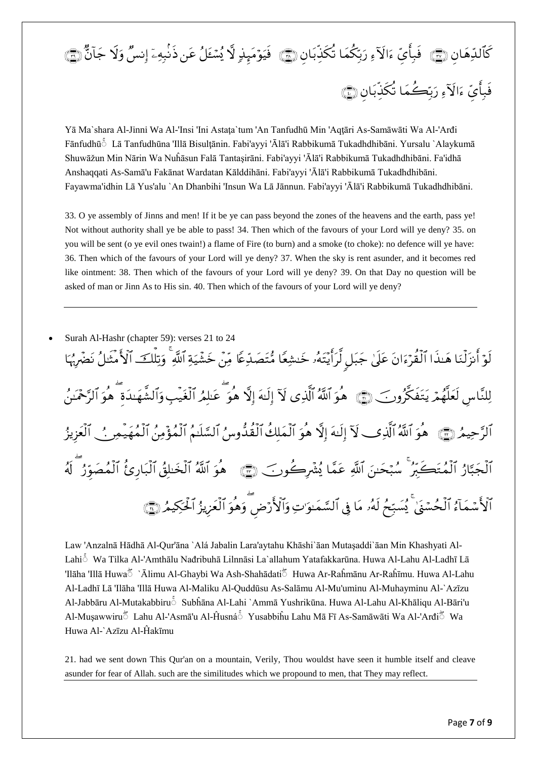كَٱلدِّهَانِ ﴿٣٧﴾ فَبِأَيِّ ءَالَآءِ رَبِّكُمَا تُكَذِّبَانِ ﴿٣٨﴾ فَيَوْمَئِذٍ لَّا يُسْـَٔلُ عَن ذَنۢبِهِۦٓ إِنسٌ وَلَا جَآنٌّ ﴿٣٩﴾ فَبِأَيِّ ءَالَآءِ رَبِّكُمَا تُكَذِّبَانِ ﴿٤٠﴾

Yā Ma`shara Al-Jinni Wa Al-'Insi 'Ini Astaţa`tum 'An Tanfudhū Min 'Aqţāri As-Samāwāti Wa Al-'Arđi Fānfudhū Lā Tanfudhūna 'Illā Bisulţānin. Fabi'ayyi 'Ālā'i Rabbikumā Tukadhdhibāni. Yursalu `Alaykumā Shuwāžun Min Nārin Wa Nuĥāsun Falā Tantaşirāni. Fabi'ayyi 'Ālā'i Rabbikumā Tukadhdhibāni. Fa'idhā Anshaqqati As-Samā'u Fakānat Wardatan Kālddihāni. Fabi'ayyi 'Ālā'i Rabbikumā Tukadhdhibāni. Fayawma'idhin Lā Yus'alu `An Dhanbihi 'Insun Wa Lā Jānnun. Fabi'ayyi 'Ālā'i Rabbikumā Tukadhdhibāni.

33. O ye assembly of Jinns and men! If it be ye can pass beyond the zones of the heavens and the earth, pass ye! Not without authority shall ye be able to pass! 34. Then which of the favours of your Lord will ye deny? 35. on you will be sent (o ye evil ones twain!) a flame of Fire (to burn) and a smoke (to choke): no defence will ye have: 36. Then which of the favours of your Lord will ye deny? 37. When the sky is rent asunder, and it becomes red like ointment: 38. Then which of the favours of your Lord will ye deny? 39. On that Day no question will be asked of man or Jinn As to His sin. 40. Then which of the favours of your Lord will ye deny?

---

- Surah Al-Hashr (chapter 59): verses 21 to 24

لَوْ أَنزَلْنَا هَـٰذَا ٱلْقُرْءَانَ عَلَىٰ جَبَلٍ لَّرَأَيْتَهُۥ خَـٰشِعًا مُّتَصَدِّعًا مِّنْ خَشْيَةِ ٱللَّهِ ۚ وَتِلْكَ ٱلْأَمْثَـٰلُ نَضْرِبُهَا لِلنَّاسِ لَعَلَّهُمْ يَتَفَكَّرُونَ ﴿٢١﴾ هُوَ ٱللَّهُ ٱلَّذِى لَآ إِلَـٰهَ إِلَّا هُوَ ۖ عَـٰلِمُ ٱلْغَيْبِ وَٱلشَّهَـٰدَةِ ۖ هُوَ ٱلرَّحْمَـٰنُ ٱلرَّحِيمُ ﴿٢٢﴾ هُوَ ٱللَّهُ ٱلَّذِى لَآ إِلَـٰهَ إِلَّا هُوَ ٱلْمَلِكُ ٱلْقُدُّوسُ ٱلسَّلَـٰمُ ٱلْمُؤْمِنُ ٱلْمُهَيْمِنُ ٱلْعَزِيزُ ٱلْجَبَّارُ ٱلْمُتَكَبِّرُ ۚ سُبْحَـٰنَ ٱللَّهِ عَمَّا يُشْرِكُونَ ﴿٢٣﴾ هُوَ ٱللَّهُ ٱلْخَـٰلِقُ ٱلْبَارِئُ ٱلْمُصَوِّرُ ۖ لَهُ ٱلْأَسْمَآءُ ٱلْحُسْنَىٰ ۚ يُسَبِّحُ لَهُۥ مَا فِى ٱلسَّمَـٰوَٰتِ وَٱلْأَرْضِ ۖ وَهُوَ ٱلْعَزِيزُ ٱلْحَكِيمُ ﴿٢٤﴾

Law 'Anzalnā Hādhā Al-Qur'āna `Alá Jabalin Lara'aytahu Khāshi`āan Mutaşaddi`āan Min Khashyati Al-Lahi Wa Tilka Al-'Amthālu Nađribuhā Lilnnāsi La`allahum Yatafakkarūna. Huwa Al-Lahu Al-Ladhī Lā 'Ilāha 'Illā Huwa `Ālimu Al-Ghaybi Wa Ash-Shahādati Huwa Ar-Raĥmānu Ar-Raĥīmu. Huwa Al-Lahu Al-Ladhī Lā 'Ilāha 'Illā Huwa Al-Maliku Al-Quddūsu As-Salāmu Al-Mu'uminu Al-Muhayminu Al-`Azīzu Al-Jabbāru Al-Mutakabbiru Subĥāna Al-Lahi `Ammā Yushrikūna. Huwa Al-Lahu Al-Khāliqu Al-Bāri'u Al-Muşawwiru Lahu Al-'Asmā'u Al-Ĥusná Yusabbiĥu Lahu Mā Fī As-Samāwāti Wa Al-'Arđi Wa Huwa Al-`Azīzu Al-Ĥakīmu

21. had we sent down This Qur'an on a mountain, Verily, Thou wouldst have seen it humble itself and cleave asunder for fear of Allah. such are the similitudes which we propound to men, that They may reflect.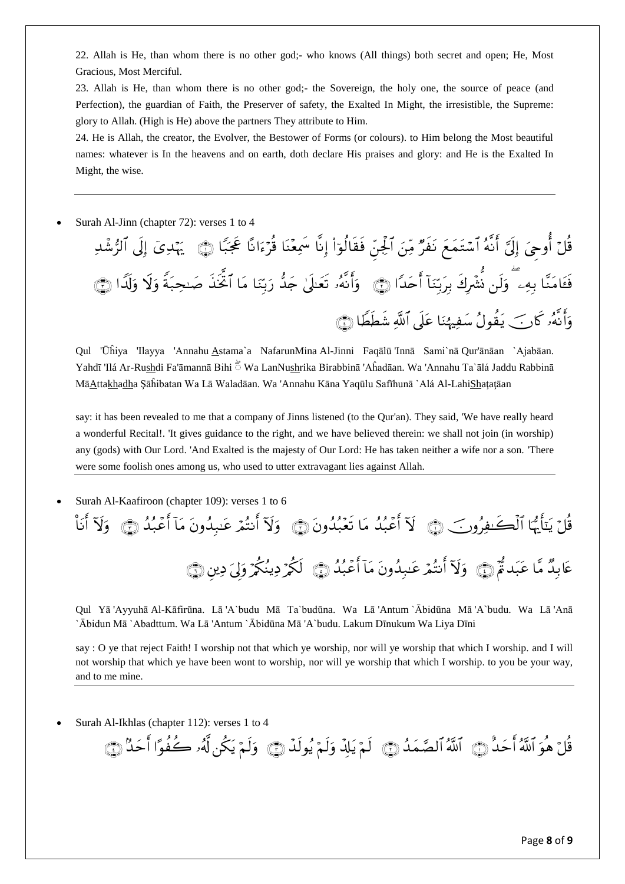22. Allah is He, than whom there is no other god;- who knows (All things) both secret and open; He, Most Gracious, Most Merciful.

23. Allah is He, than whom there is no other god;- the Sovereign, the holy one, the source of peace (and Perfection), the guardian of Faith, the Preserver of safety, the Exalted In Might, the irresistible, the Supreme: glory to Allah. (High is He) above the partners They attribute to Him.

24. He is Allah, the creator, the Evolver, the Bestower of Forms (or colours). to Him belong the Most beautiful names: whatever is In the heavens and on earth, doth declare His praises and glory: and He is the Exalted In Might, the wise.

---

- Surah Al-Jinn (chapter 72): verses 1 to 4

قُلْ أُوحِيَ إِلَيَّ أَنَّهُ ٱسْتَمَعَ نَفَرٌ مِّنَ ٱلْجِنِّ فَقَالُوٓاْ إِنَّا سَمِعْنَا قُرْءَانًا عَجَبًا ﴿١﴾ يَهْدِىٓ إِلَى ٱلرُّشْدِ فَـَٔامَنَّا بِهِۦ ۖ وَلَن نُّشْرِكَ بِرَبِّنَآ أَحَدًا ﴿٢﴾ وَأَنَّهُۥ تَعَٰلَىٰ جَدُّ رَبِّنَا مَا ٱتَّخَذَ صَٰحِبَةً وَلَا وَلَدًا ﴿٣﴾ وَأَنَّهُۥ كَانَ يَقُولُ سَفِيهُنَا عَلَى ٱللَّهِ شَطَطًا ﴿٤﴾

Qul 'Ūĥiya 'Ilayya 'Annahu Astama`a NafarunMina Al-Jinni Faqālū 'Innā Sami`nā Qur'ānāan `Ajabāan. Yahdī 'Ilá Ar-Rushdi Fa'āmannā Bihi ۖ Wa LanNushrika Birabbinā 'Aĥadāan. Wa 'Annahu Ta`ālá Jaddu Rabbinā MāAttakhadha Şāĥibatan Wa Lā Waladāan. Wa 'Annahu Kāna Yaqūlu Safīhunā `Alá Al-LahiShaţaţāan

say: it has been revealed to me that a company of Jinns listened (to the Qur'an). They said, 'We have really heard a wonderful Recital!. 'It gives guidance to the right, and we have believed therein: we shall not join (in worship) any (gods) with Our Lord. 'And Exalted is the majesty of Our Lord: He has taken neither a wife nor a son. 'There were some foolish ones among us, who used to utter extravagant lies against Allah.

---

- Surah Al-Kaafiroon (chapter 109): verses 1 to 6

قُلْ يَٰٓأَيُّهَا ٱلْكَٰفِرُونَ ﴿١﴾ لَآ أَعْبُدُ مَا تَعْبُدُونَ ﴿٢﴾ وَلَآ أَنتُمْ عَٰبِدُونَ مَآ أَعْبُدُ ﴿٣﴾ وَلَآ أَنَا۠ عَابِدٌ مَّا عَبَدتُّمْ ﴿٤﴾ وَلَآ أَنتُمْ عَٰبِدُونَ مَآ أَعْبُدُ ﴿٥﴾ لَكُمْ دِينُكُمْ وَلِىَ دِينِ ﴿٦﴾

Qul Yā 'Ayyuhā Al-Kāfirūna. Lā 'A`budu Mā Ta`budūna. Wa Lā 'Antum `Ābidūna Mā 'A`budu. Wa Lā 'Anā `Ābidun Mā `Abadttum. Wa Lā 'Antum `Ābidūna Mā 'A`budu. Lakum Dīnukum Wa Liya Dīni

say : O ye that reject Faith! I worship not that which ye worship, nor will ye worship that which I worship. and I will not worship that which ye have been wont to worship, nor will ye worship that which I worship. to you be your way, and to me mine.

---

- Surah Al-Ikhlas (chapter 112): verses 1 to 4

قُلْ هُوَ ٱللَّهُ أَحَدٌ ﴿١﴾ ٱللَّهُ ٱلصَّمَدُ ﴿٢﴾ لَمْ يَلِدْ وَلَمْ يُولَدْ ﴿٣﴾ وَلَمْ يَكُن لَّهُۥ كُفُوًا أَحَدٌۢ ﴿٤﴾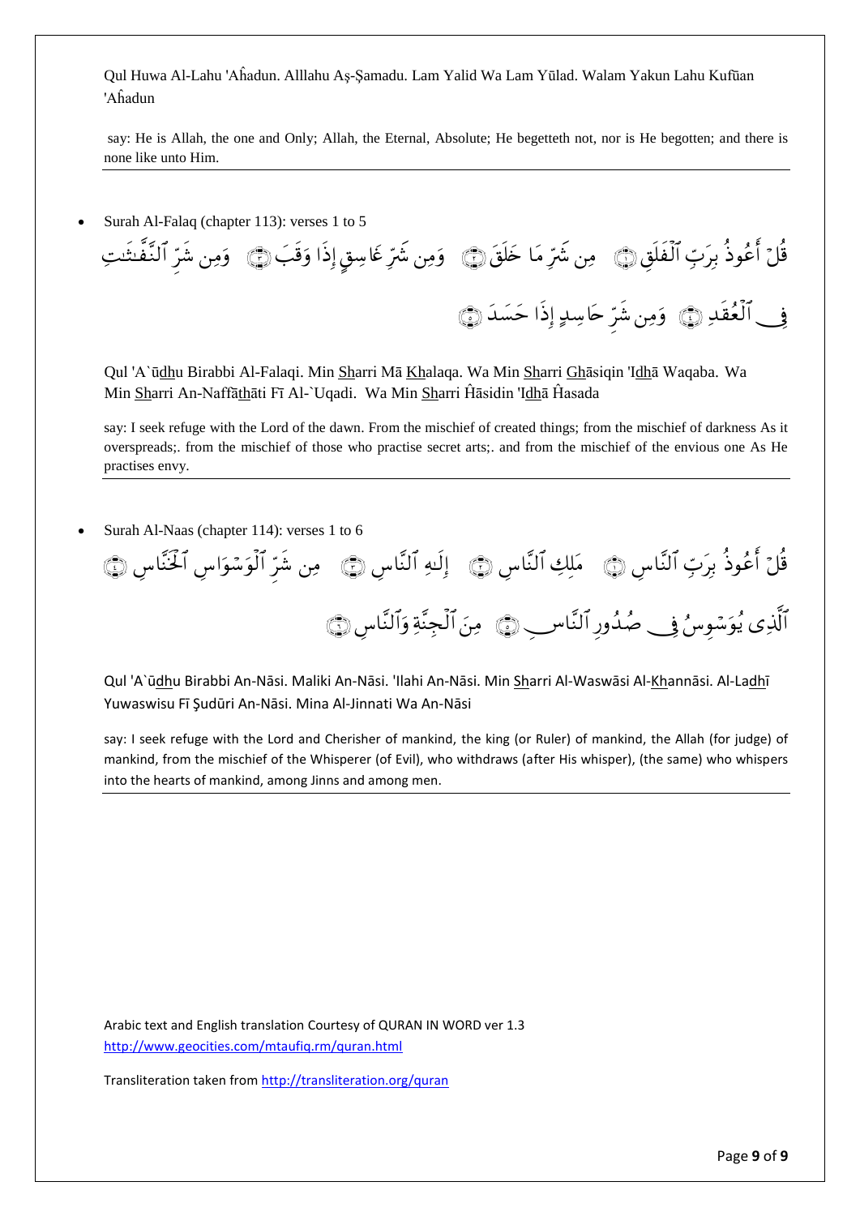Qul Huwa Al-Lahu 'Aĥadun. Alllahu Aş-Şamadu. Lam Yalid Wa Lam Yūlad. Walam Yakun Lahu Kufūan 'Aĥadun

say: He is Allah, the one and Only; Allah, the Eternal, Absolute; He begetteth not, nor is He begotten; and there is none like unto Him.

---

- Surah Al-Falaq (chapter 113): verses 1 to 5

قُلۡ أَعُوذُ بِرَبِّ ٱلۡفَلَقِ ۝١ مِن شَرِّ مَا خَلَقَ ۝٢ وَمِن شَرِّ غَاسِقٍ إِذَا وَقَبَ ۝٣ وَمِن شَرِّ ٱلنَّفَّٰثَٰتِ فِي ٱلۡعُقَدِ ۝٤ وَمِن شَرِّ حَاسِدٍ إِذَا حَسَدَ ۝٥

Qul 'A`ūdhu Birabbi Al-Falaqi. Min Sharri Mā Khalaqa. Wa Min Sharri Ghāsiqin 'Idhā Waqaba. Wa Min Sharri An-Naffāthāti Fī Al-`Uqadi. Wa Min Sharri Ĥāsidin 'Idhā Ĥasada

say: I seek refuge with the Lord of the dawn. From the mischief of created things; from the mischief of darkness As it overspreads;. from the mischief of those who practise secret arts;. and from the mischief of the envious one As He practises envy.

---

- Surah Al-Naas (chapter 114): verses 1 to 6

قُلۡ أَعُوذُ بِرَبِّ ٱلنَّاسِ ۝١ مَلِكِ ٱلنَّاسِ ۝٢ إِلَٰهِ ٱلنَّاسِ ۝٣ مِن شَرِّ ٱلۡوَسۡوَاسِ ٱلۡخَنَّاسِ ۝٤ ٱلَّذِي يُوَسۡوِسُ فِي صُدُورِ ٱلنَّاسِ ۝٥ مِنَ ٱلۡجِنَّةِ وَٱلنَّاسِ ۝٦

Qul 'A`ūdhu Birabbi An-Nāsi. Maliki An-Nāsi. 'Ilahi An-Nāsi. Min Sharri Al-Waswāsi Al-Khannāsi. Al-Ladhī Yuwaswisu Fī Şudūri An-Nāsi. Mina Al-Jinnati Wa An-Nāsi

say: I seek refuge with the Lord and Cherisher of mankind, the king (or Ruler) of mankind, the Allah (for judge) of mankind, from the mischief of the Whisperer (of Evil), who withdraws (after His whisper), (the same) who whispers into the hearts of mankind, among Jinns and among men.

---

Arabic text and English translation Courtesy of QURAN IN WORD ver 1.3
http://www.geocities.com/mtaufiq.rm/quran.html

Transliteration taken from http://transliteration.org/quran